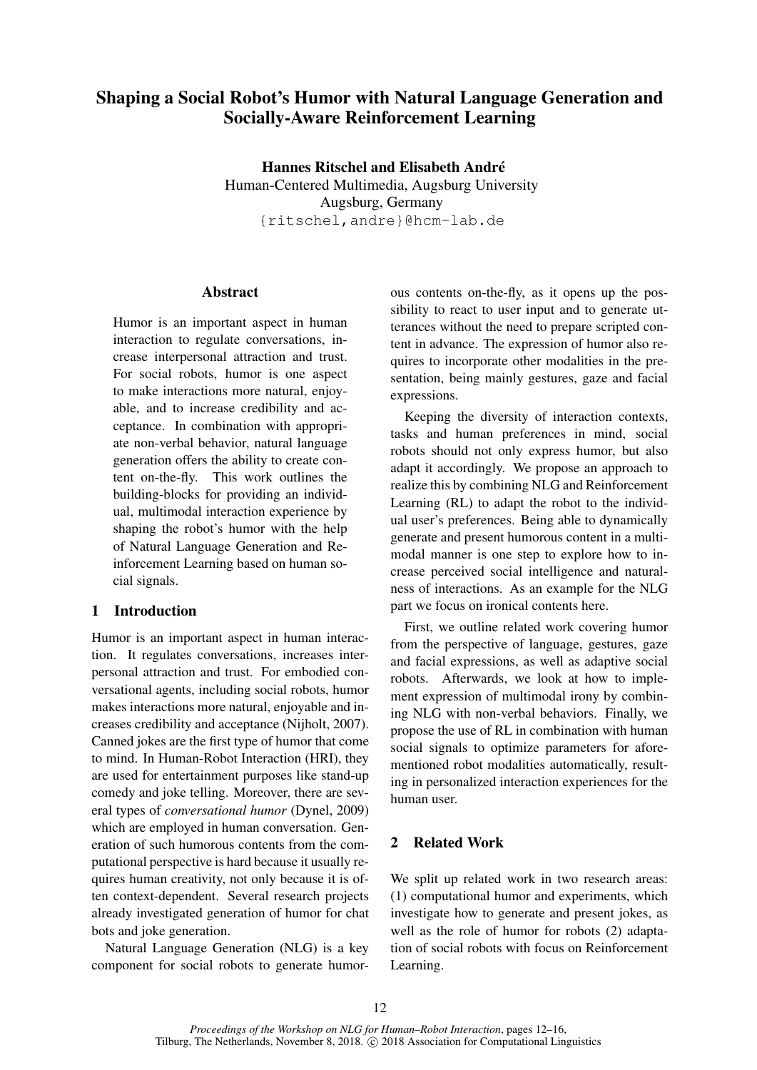# Shaping a Social Robot's Humor with Natural Language Generation and Socially-Aware Reinforcement Learning

**Hannes Ritschel and Elisabeth André**
Human-Centered Multimedia, Augsburg University
Augsburg, Germany
{ritschel,andre}@hcm-lab.de

## Abstract

Humor is an important aspect in human interaction to regulate conversations, increase interpersonal attraction and trust. For social robots, humor is one aspect to make interactions more natural, enjoyable, and to increase credibility and acceptance. In combination with appropriate non-verbal behavior, natural language generation offers the ability to create content on-the-fly. This work outlines the building-blocks for providing an individual, multimodal interaction experience by shaping the robot's humor with the help of Natural Language Generation and Reinforcement Learning based on human social signals.

## 1 Introduction

Humor is an important aspect in human interaction. It regulates conversations, increases interpersonal attraction and trust. For embodied conversational agents, including social robots, humor makes interactions more natural, enjoyable and increases credibility and acceptance (Nijholt, 2007). Canned jokes are the first type of humor that come to mind. In Human-Robot Interaction (HRI), they are used for entertainment purposes like stand-up comedy and joke telling. Moreover, there are several types of *conversational humor* (Dynel, 2009) which are employed in human conversation. Generation of such humorous contents from the computational perspective is hard because it usually requires human creativity, not only because it is often context-dependent. Several research projects already investigated generation of humor for chat bots and joke generation.

Natural Language Generation (NLG) is a key component for social robots to generate humorous contents on-the-fly, as it opens up the possibility to react to user input and to generate utterances without the need to prepare scripted content in advance. The expression of humor also requires to incorporate other modalities in the presentation, being mainly gestures, gaze and facial expressions.

Keeping the diversity of interaction contexts, tasks and human preferences in mind, social robots should not only express humor, but also adapt it accordingly. We propose an approach to realize this by combining NLG and Reinforcement Learning (RL) to adapt the robot to the individual user's preferences. Being able to dynamically generate and present humorous content in a multimodal manner is one step to explore how to increase perceived social intelligence and naturalness of interactions. As an example for the NLG part we focus on ironical contents here.

First, we outline related work covering humor from the perspective of language, gestures, gaze and facial expressions, as well as adaptive social robots. Afterwards, we look at how to implement expression of multimodal irony by combining NLG with non-verbal behaviors. Finally, we propose the use of RL in combination with human social signals to optimize parameters for aforementioned robot modalities automatically, resulting in personalized interaction experiences for the human user.

## 2 Related Work

We split up related work in two research areas: (1) computational humor and experiments, which investigate how to generate and present jokes, as well as the role of humor for robots (2) adaptation of social robots with focus on Reinforcement Learning.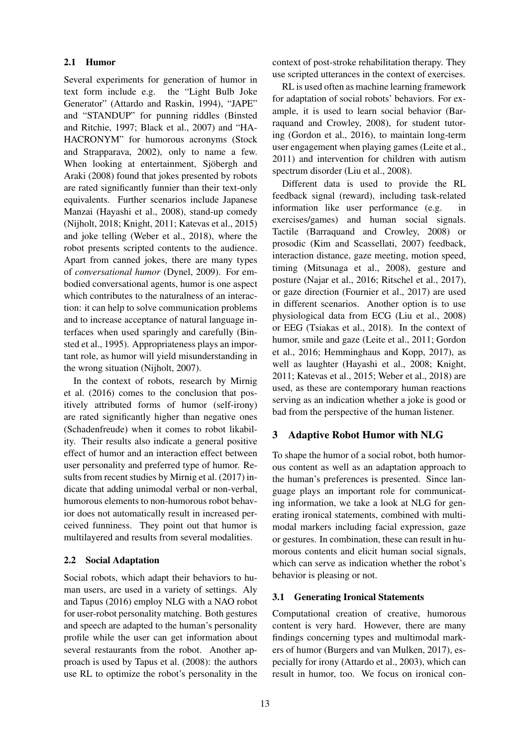### 2.1 Humor

Several experiments for generation of humor in text form include e.g. the "Light Bulb Joke Generator" (Attardo and Raskin, 1994), "JAPE" and "STANDUP" for punning riddles (Binsted and Ritchie, 1997; Black et al., 2007) and "HAHACRONYM" for humorous acronyms (Stock and Strapparava, 2002), only to name a few. When looking at entertainment, Sjöbergh and Araki (2008) found that jokes presented by robots are rated significantly funnier than their text-only equivalents. Further scenarios include Japanese Manzai (Hayashi et al., 2008), stand-up comedy (Nijholt, 2018; Knight, 2011; Katevas et al., 2015) and joke telling (Weber et al., 2018), where the robot presents scripted contents to the audience. Apart from canned jokes, there are many types of *conversational humor* (Dynel, 2009). For embodied conversational agents, humor is one aspect which contributes to the naturalness of an interaction: it can help to solve communication problems and to increase acceptance of natural language interfaces when used sparingly and carefully (Binsted et al., 1995). Appropriateness plays an important role, as humor will yield misunderstanding in the wrong situation (Nijholt, 2007).

In the context of robots, research by Mirnig et al. (2016) comes to the conclusion that positively attributed forms of humor (self-irony) are rated significantly higher than negative ones (Schadenfreude) when it comes to robot likability. Their results also indicate a general positive effect of humor and an interaction effect between user personality and preferred type of humor. Results from recent studies by Mirnig et al. (2017) indicate that adding unimodal verbal or non-verbal, humorous elements to non-humorous robot behavior does not automatically result in increased perceived funniness. They point out that humor is multilayered and results from several modalities.

### 2.2 Social Adaptation

Social robots, which adapt their behaviors to human users, are used in a variety of settings. Aly and Tapus (2016) employ NLG with a NAO robot for user-robot personality matching. Both gestures and speech are adapted to the human's personality profile while the user can get information about several restaurants from the robot. Another approach is used by Tapus et al. (2008): the authors use RL to optimize the robot's personality in the context of post-stroke rehabilitation therapy. They use scripted utterances in the context of exercises.

RL is used often as machine learning framework for adaptation of social robots' behaviors. For example, it is used to learn social behavior (Barraquand and Crowley, 2008), for student tutoring (Gordon et al., 2016), to maintain long-term user engagement when playing games (Leite et al., 2011) and intervention for children with autism spectrum disorder (Liu et al., 2008).

Different data is used to provide the RL feedback signal (reward), including task-related information like user performance (e.g. in exercises/games) and human social signals. Tactile (Barraquand and Crowley, 2008) or prosodic (Kim and Scassellati, 2007) feedback, interaction distance, gaze meeting, motion speed, timing (Mitsunaga et al., 2008), gesture and posture (Najar et al., 2016; Ritschel et al., 2017), or gaze direction (Fournier et al., 2017) are used in different scenarios. Another option is to use physiological data from ECG (Liu et al., 2008) or EEG (Tsiakas et al., 2018). In the context of humor, smile and gaze (Leite et al., 2011; Gordon et al., 2016; Hemminghaus and Kopp, 2017), as well as laughter (Hayashi et al., 2008; Knight, 2011; Katevas et al., 2015; Weber et al., 2018) are used, as these are contemporary human reactions serving as an indication whether a joke is good or bad from the perspective of the human listener.

## 3 Adaptive Robot Humor with NLG

To shape the humor of a social robot, both humorous content as well as an adaptation approach to the human's preferences is presented. Since language plays an important role for communicating information, we take a look at NLG for generating ironical statements, combined with multimodal markers including facial expression, gaze or gestures. In combination, these can result in humorous contents and elicit human social signals, which can serve as indication whether the robot's behavior is pleasing or not.

### 3.1 Generating Ironical Statements

Computational creation of creative, humorous content is very hard. However, there are many findings concerning types and multimodal markers of humor (Burgers and van Mulken, 2017), especially for irony (Attardo et al., 2003), which can result in humor, too. We focus on ironical con-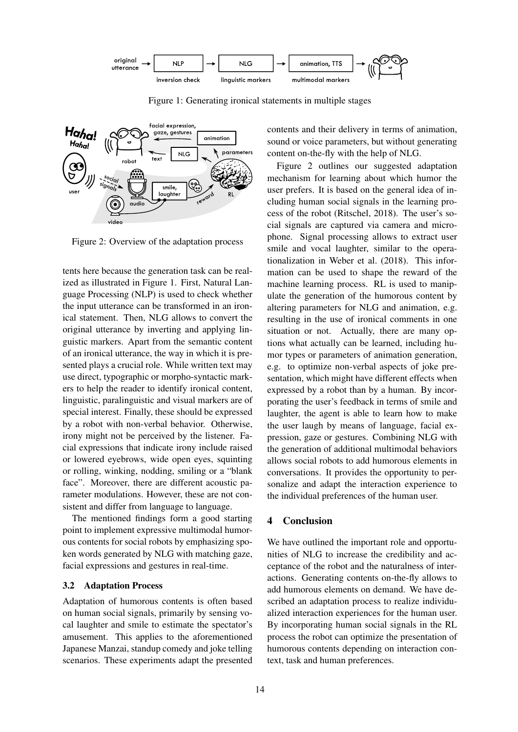Figure 1: Generating ironical statements in multiple stages

Figure 2: Overview of the adaptation process

tents here because the generation task can be realized as illustrated in Figure 1. First, Natural Language Processing (NLP) is used to check whether the input utterance can be transformed in an ironical statement. Then, NLG allows to convert the original utterance by inverting and applying linguistic markers. Apart from the semantic content of an ironical utterance, the way in which it is presented plays a crucial role. While written text may use direct, typographic or morpho-syntactic markers to help the reader to identify ironical content, linguistic, paralinguistic and visual markers are of special interest. Finally, these should be expressed by a robot with non-verbal behavior. Otherwise, irony might not be perceived by the listener. Facial expressions that indicate irony include raised or lowered eyebrows, wide open eyes, squinting or rolling, winking, nodding, smiling or a "blank face". Moreover, there are different acoustic parameter modulations. However, these are not consistent and differ from language to language.

The mentioned findings form a good starting point to implement expressive multimodal humorous contents for social robots by emphasizing spoken words generated by NLG with matching gaze, facial expressions and gestures in real-time.

### 3.2 Adaptation Process

Adaptation of humorous contents is often based on human social signals, primarily by sensing vocal laughter and smile to estimate the spectator's amusement. This applies to the aforementioned Japanese Manzai, standup comedy and joke telling scenarios. These experiments adapt the presented contents and their delivery in terms of animation, sound or voice parameters, but without generating content on-the-fly with the help of NLG.

Figure 2 outlines our suggested adaptation mechanism for learning about which humor the user prefers. It is based on the general idea of including human social signals in the learning process of the robot (Ritschel, 2018). The user's social signals are captured via camera and microphone. Signal processing allows to extract user smile and vocal laughter, similar to the operationalization in Weber et al. (2018). This information can be used to shape the reward of the machine learning process. RL is used to manipulate the generation of the humorous content by altering parameters for NLG and animation, e.g. resulting in the use of ironical comments in one situation or not. Actually, there are many options what actually can be learned, including humor types or parameters of animation generation, e.g. to optimize non-verbal aspects of joke presentation, which might have different effects when expressed by a robot than by a human. By incorporating the user's feedback in terms of smile and laughter, the agent is able to learn how to make the user laugh by means of language, facial expression, gaze or gestures. Combining NLG with the generation of additional multimodal behaviors allows social robots to add humorous elements in conversations. It provides the opportunity to personalize and adapt the interaction experience to the individual preferences of the human user.

## 4 Conclusion

We have outlined the important role and opportunities of NLG to increase the credibility and acceptance of the robot and the naturalness of interactions. Generating contents on-the-fly allows to add humorous elements on demand. We have described an adaptation process to realize individualized interaction experiences for the human user. By incorporating human social signals in the RL process the robot can optimize the presentation of humorous contents depending on interaction context, task and human preferences.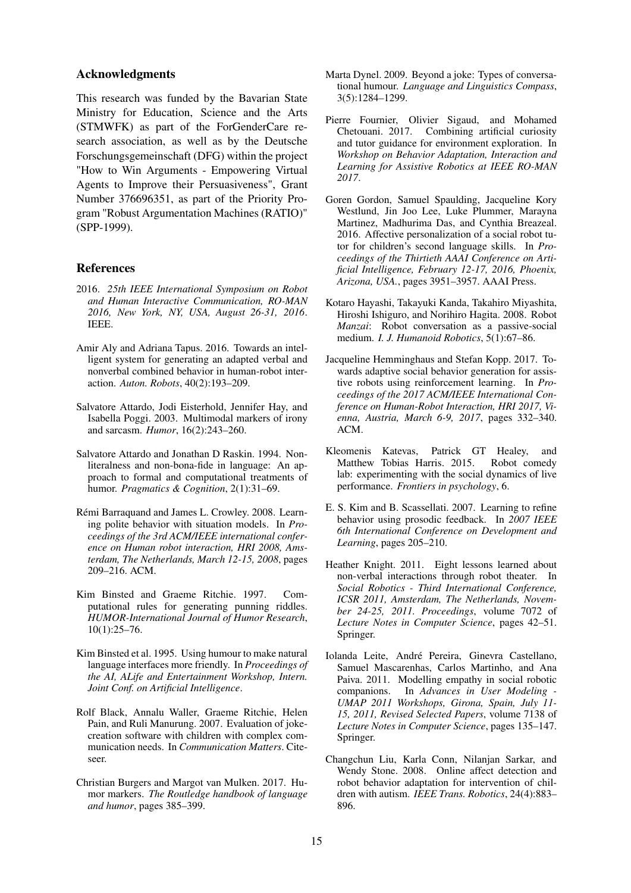## Acknowledgments

This research was funded by the Bavarian State Ministry for Education, Science and the Arts (STMWFK) as part of the ForGenderCare research association, as well as by the Deutsche Forschungsgemeinschaft (DFG) within the project "How to Win Arguments - Empowering Virtual Agents to Improve their Persuasiveness", Grant Number 376696351, as part of the Priority Program "Robust Argumentation Machines (RATIO)" (SPP-1999).

## References

2016. *25th IEEE International Symposium on Robot and Human Interactive Communication, RO-MAN 2016, New York, NY, USA, August 26-31, 2016*. IEEE.

Amir Aly and Adriana Tapus. 2016. Towards an intelligent system for generating an adapted verbal and nonverbal combined behavior in human-robot interaction. *Auton. Robots*, 40(2):193–209.

Salvatore Attardo, Jodi Eisterhold, Jennifer Hay, and Isabella Poggi. 2003. Multimodal markers of irony and sarcasm. *Humor*, 16(2):243–260.

Salvatore Attardo and Jonathan D Raskin. 1994. Non-literalness and non-bona-fide in language: An approach to formal and computational treatments of humor. *Pragmatics & Cognition*, 2(1):31–69.

Rémi Barraquand and James L. Crowley. 2008. Learning polite behavior with situation models. In *Proceedings of the 3rd ACM/IEEE international conference on Human robot interaction, HRI 2008, Amsterdam, The Netherlands, March 12-15, 2008*, pages 209–216. ACM.

Kim Binsted and Graeme Ritchie. 1997. Computational rules for generating punning riddles. *HUMOR-International Journal of Humor Research*, 10(1):25–76.

Kim Binsted et al. 1995. Using humour to make natural language interfaces more friendly. In *Proceedings of the AI, ALife and Entertainment Workshop, Intern. Joint Conf. on Artificial Intelligence*.

Rolf Black, Annalu Waller, Graeme Ritchie, Helen Pain, and Ruli Manurung. 2007. Evaluation of joke-creation software with children with complex communication needs. In *Communication Matters*. Citeseer.

Christian Burgers and Margot van Mulken. 2017. Humor markers. *The Routledge handbook of language and humor*, pages 385–399.

Marta Dynel. 2009. Beyond a joke: Types of conversational humour. *Language and Linguistics Compass*, 3(5):1284–1299.

Pierre Fournier, Olivier Sigaud, and Mohamed Chetouani. 2017. Combining artificial curiosity and tutor guidance for environment exploration. In *Workshop on Behavior Adaptation, Interaction and Learning for Assistive Robotics at IEEE RO-MAN 2017*.

Goren Gordon, Samuel Spaulding, Jacqueline Kory Westlund, Jin Joo Lee, Luke Plummer, Marayna Martinez, Madhurima Das, and Cynthia Breazeal. 2016. Affective personalization of a social robot tutor for children's second language skills. In *Proceedings of the Thirtieth AAAI Conference on Artificial Intelligence, February 12-17, 2016, Phoenix, Arizona, USA.*, pages 3951–3957. AAAI Press.

Kotaro Hayashi, Takayuki Kanda, Takahiro Miyashita, Hiroshi Ishiguro, and Norihiro Hagita. 2008. Robot *Manzai*: Robot conversation as a passive-social medium. *I. J. Humanoid Robotics*, 5(1):67–86.

Jacqueline Hemminghaus and Stefan Kopp. 2017. Towards adaptive social behavior generation for assistive robots using reinforcement learning. In *Proceedings of the 2017 ACM/IEEE International Conference on Human-Robot Interaction, HRI 2017, Vienna, Austria, March 6-9, 2017*, pages 332–340. ACM.

Kleomenis Katevas, Patrick GT Healey, and Matthew Tobias Harris. 2015. Robot comedy lab: experimenting with the social dynamics of live performance. *Frontiers in psychology*, 6.

E. S. Kim and B. Scassellati. 2007. Learning to refine behavior using prosodic feedback. In *2007 IEEE 6th International Conference on Development and Learning*, pages 205–210.

Heather Knight. 2011. Eight lessons learned about non-verbal interactions through robot theater. In *Social Robotics - Third International Conference, ICSR 2011, Amsterdam, The Netherlands, November 24-25, 2011. Proceedings*, volume 7072 of *Lecture Notes in Computer Science*, pages 42–51. Springer.

Iolanda Leite, André Pereira, Ginevra Castellano, Samuel Mascarenhas, Carlos Martinho, and Ana Paiva. 2011. Modelling empathy in social robotic companions. In *Advances in User Modeling - UMAP 2011 Workshops, Girona, Spain, July 11-15, 2011, Revised Selected Papers*, volume 7138 of *Lecture Notes in Computer Science*, pages 135–147. Springer.

Changchun Liu, Karla Conn, Nilanjan Sarkar, and Wendy Stone. 2008. Online affect detection and robot behavior adaptation for intervention of children with autism. *IEEE Trans. Robotics*, 24(4):883–896.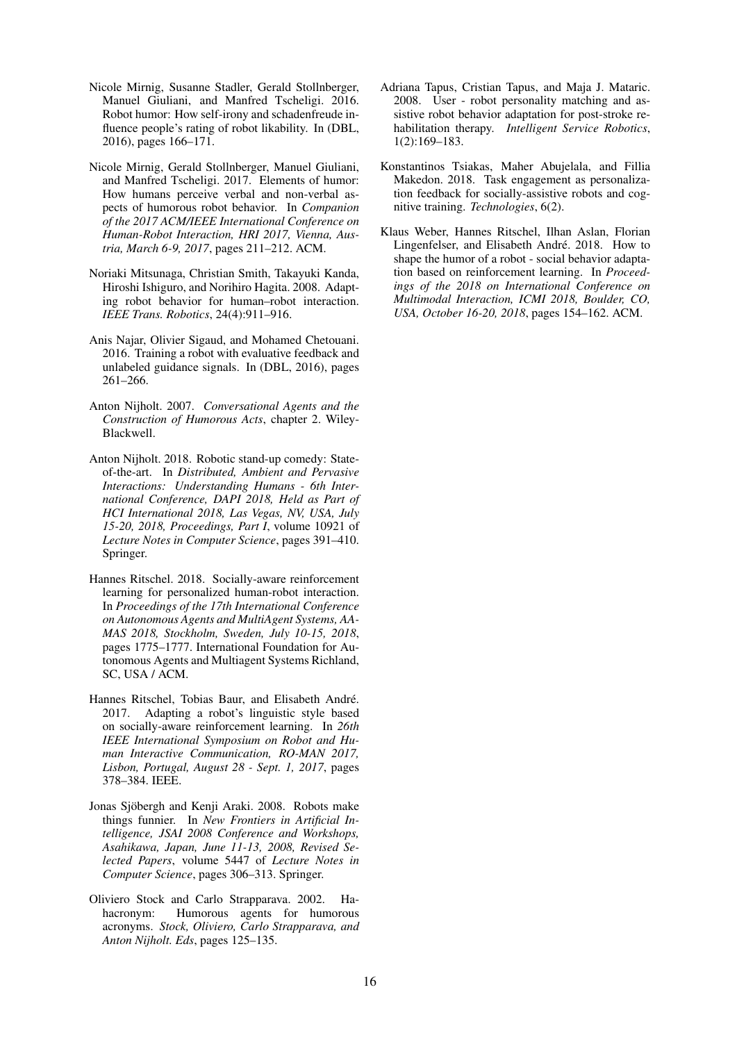Nicole Mirnig, Susanne Stadler, Gerald Stollnberger, Manuel Giuliani, and Manfred Tscheligi. 2016. Robot humor: How self-irony and schadenfreude influence people's rating of robot likability. In (DBL, 2016), pages 166–171.

Nicole Mirnig, Gerald Stollnberger, Manuel Giuliani, and Manfred Tscheligi. 2017. Elements of humor: How humans perceive verbal and non-verbal aspects of humorous robot behavior. In *Companion of the 2017 ACM/IEEE International Conference on Human-Robot Interaction, HRI 2017, Vienna, Austria, March 6-9, 2017*, pages 211–212. ACM.

Noriaki Mitsunaga, Christian Smith, Takayuki Kanda, Hiroshi Ishiguro, and Norihiro Hagita. 2008. Adapting robot behavior for human–robot interaction. *IEEE Trans. Robotics*, 24(4):911–916.

Anis Najar, Olivier Sigaud, and Mohamed Chetouani. 2016. Training a robot with evaluative feedback and unlabeled guidance signals. In (DBL, 2016), pages 261–266.

Anton Nijholt. 2007. *Conversational Agents and the Construction of Humorous Acts*, chapter 2. Wiley-Blackwell.

Anton Nijholt. 2018. Robotic stand-up comedy: State-of-the-art. In *Distributed, Ambient and Pervasive Interactions: Understanding Humans - 6th International Conference, DAPI 2018, Held as Part of HCI International 2018, Las Vegas, NV, USA, July 15-20, 2018, Proceedings, Part I*, volume 10921 of *Lecture Notes in Computer Science*, pages 391–410. Springer.

Hannes Ritschel. 2018. Socially-aware reinforcement learning for personalized human-robot interaction. In *Proceedings of the 17th International Conference on Autonomous Agents and MultiAgent Systems, AAMAS 2018, Stockholm, Sweden, July 10-15, 2018*, pages 1775–1777. International Foundation for Autonomous Agents and Multiagent Systems Richland, SC, USA / ACM.

Hannes Ritschel, Tobias Baur, and Elisabeth André. 2017. Adapting a robot's linguistic style based on socially-aware reinforcement learning. In *26th IEEE International Symposium on Robot and Human Interactive Communication, RO-MAN 2017, Lisbon, Portugal, August 28 - Sept. 1, 2017*, pages 378–384. IEEE.

Jonas Sjöbergh and Kenji Araki. 2008. Robots make things funnier. In *New Frontiers in Artificial Intelligence, JSAI 2008 Conference and Workshops, Asahikawa, Japan, June 11-13, 2008, Revised Selected Papers*, volume 5447 of *Lecture Notes in Computer Science*, pages 306–313. Springer.

Oliviero Stock and Carlo Strapparava. 2002. Hahacronym: Humorous agents for humorous acronyms. *Stock, Oliviero, Carlo Strapparava, and Anton Nijholt. Eds*, pages 125–135.

Adriana Tapus, Cristian Tapus, and Maja J. Mataric. 2008. User - robot personality matching and assistive robot behavior adaptation for post-stroke rehabilitation therapy. *Intelligent Service Robotics*, 1(2):169–183.

Konstantinos Tsiakas, Maher Abujelala, and Fillia Makedon. 2018. Task engagement as personalization feedback for socially-assistive robots and cognitive training. *Technologies*, 6(2).

Klaus Weber, Hannes Ritschel, Ilhan Aslan, Florian Lingenfelser, and Elisabeth André. 2018. How to shape the humor of a robot - social behavior adaptation based on reinforcement learning. In *Proceedings of the 2018 on International Conference on Multimodal Interaction, ICMI 2018, Boulder, CO, USA, October 16-20, 2018*, pages 154–162. ACM.